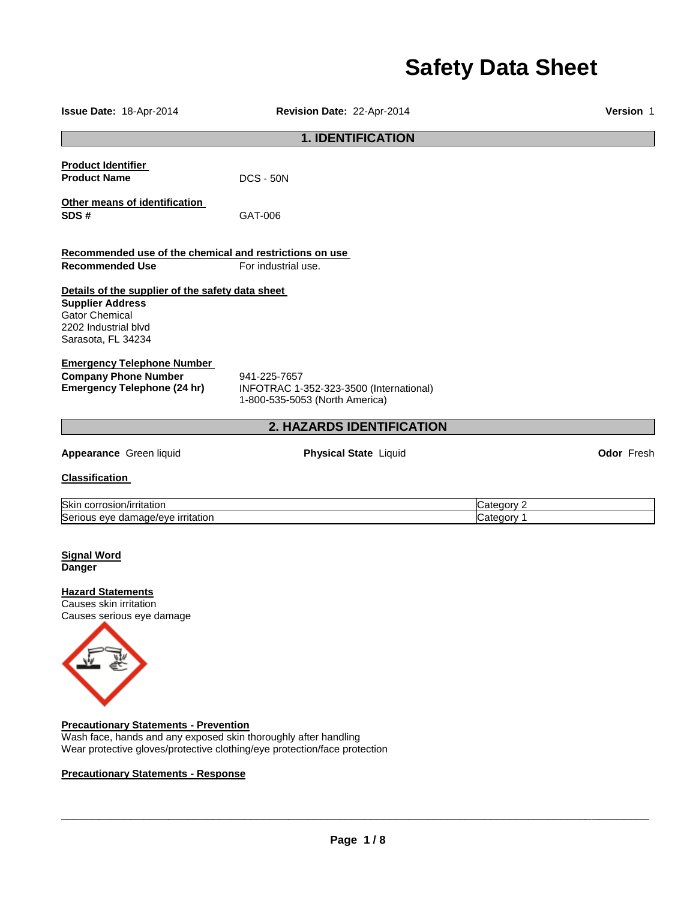# Safety Data Sheet

**Issue Date:** 18-Apr-2014 **Revision Date:** 22-Apr-2014 **Version** 1

## 1. IDENTIFICATION

**Product Identifier**

**Product Name** DCS - 50N

**Other means of identification**

**SDS #** GAT-006

**Recommended use of the chemical and restrictions on use**

**Recommended Use** For industrial use.

**Details of the supplier of the safety data sheet**

**Supplier Address**
Gator Chemical
2202 Industrial blvd
Sarasota, FL 34234

**Emergency Telephone Number**

**Company Phone Number** 941-225-7657

**Emergency Telephone (24 hr)** INFOTRAC 1-352-323-3500 (International)
1-800-535-5053 (North America)

## 2. HAZARDS IDENTIFICATION

**Appearance** Green liquid **Physical State** Liquid **Odor** Fresh

**Classification**

| | |
|---|---|
| Skin corrosion/irritation | Category 2 |
| Serious eye damage/eye irritation | Category 1 |

**Signal Word**
**Danger**

**Hazard Statements**
Causes skin irritation
Causes serious eye damage

**Precautionary Statements - Prevention**
Wash face, hands and any exposed skin thoroughly after handling
Wear protective gloves/protective clothing/eye protection/face protection

**Precautionary Statements - Response**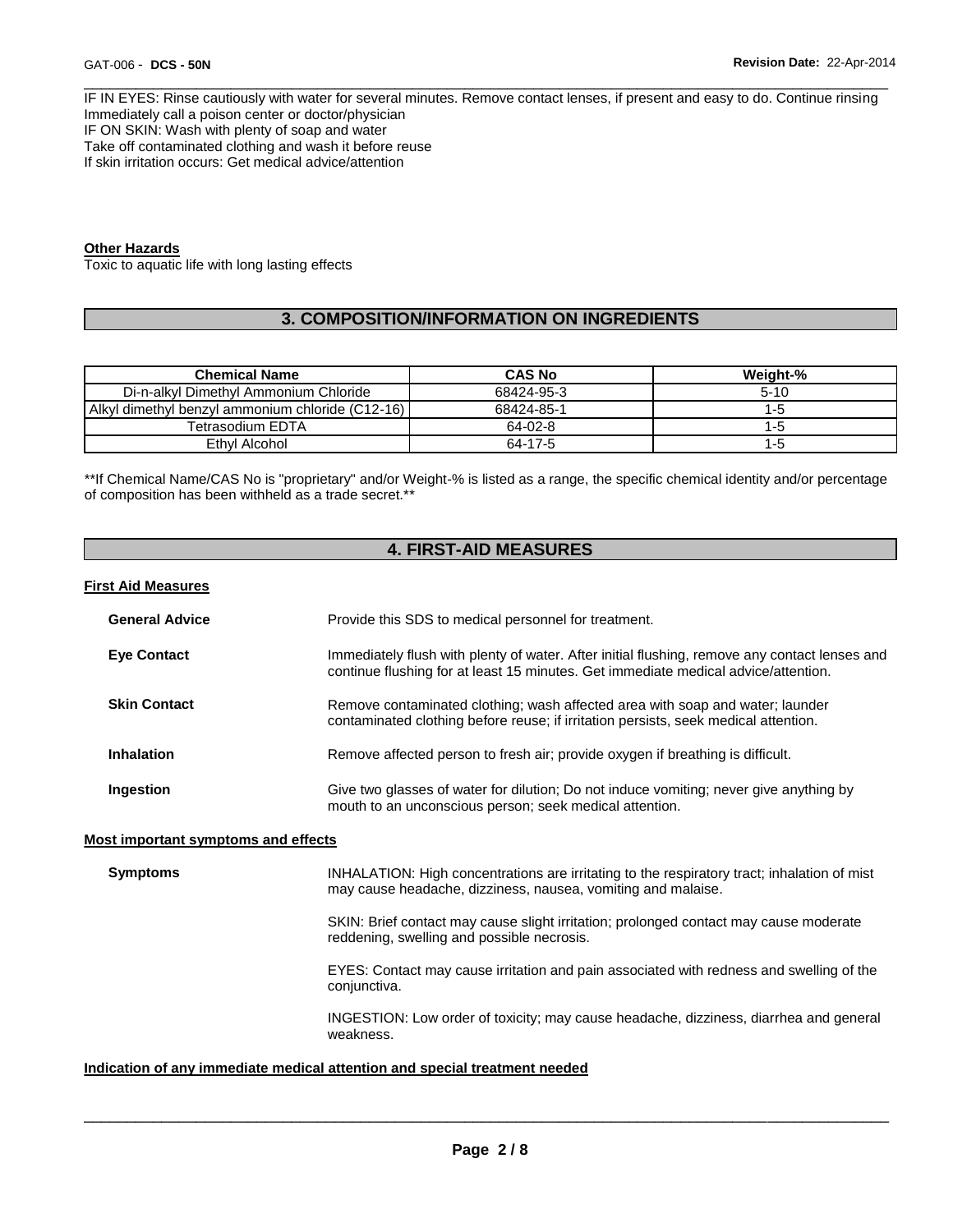IF IN EYES: Rinse cautiously with water for several minutes. Remove contact lenses, if present and easy to do. Continue rinsing
Immediately call a poison center or doctor/physician
IF ON SKIN: Wash with plenty of soap and water
Take off contaminated clothing and wash it before reuse
If skin irritation occurs: Get medical advice/attention

**Other Hazards**
Toxic to aquatic life with long lasting effects

## 3. COMPOSITION/INFORMATION ON INGREDIENTS

| Chemical Name | CAS No | Weight-% |
|---|---|---|
| Di-n-alkyl Dimethyl Ammonium Chloride | 68424-95-3 | 5-10 |
| Alkyl dimethyl benzyl ammonium chloride (C12-16) | 68424-85-1 | 1-5 |
| Tetrasodium EDTA | 64-02-8 | 1-5 |
| Ethyl Alcohol | 64-17-5 | 1-5 |

**If Chemical Name/CAS No is "proprietary" and/or Weight-% is listed as a range, the specific chemical identity and/or percentage of composition has been withheld as a trade secret.**

## 4. FIRST-AID MEASURES

**First Aid Measures**

**General Advice** Provide this SDS to medical personnel for treatment.

**Eye Contact** Immediately flush with plenty of water. After initial flushing, remove any contact lenses and continue flushing for at least 15 minutes. Get immediate medical advice/attention.

**Skin Contact** Remove contaminated clothing; wash affected area with soap and water; launder contaminated clothing before reuse; if irritation persists, seek medical attention.

**Inhalation** Remove affected person to fresh air; provide oxygen if breathing is difficult.

**Ingestion** Give two glasses of water for dilution; Do not induce vomiting; never give anything by mouth to an unconscious person; seek medical attention.

**Most important symptoms and effects**

**Symptoms** INHALATION: High concentrations are irritating to the respiratory tract; inhalation of mist may cause headache, dizziness, nausea, vomiting and malaise.

SKIN: Brief contact may cause slight irritation; prolonged contact may cause moderate reddening, swelling and possible necrosis.

EYES: Contact may cause irritation and pain associated with redness and swelling of the conjunctiva.

INGESTION: Low order of toxicity; may cause headache, dizziness, diarrhea and general weakness.

**Indication of any immediate medical attention and special treatment needed**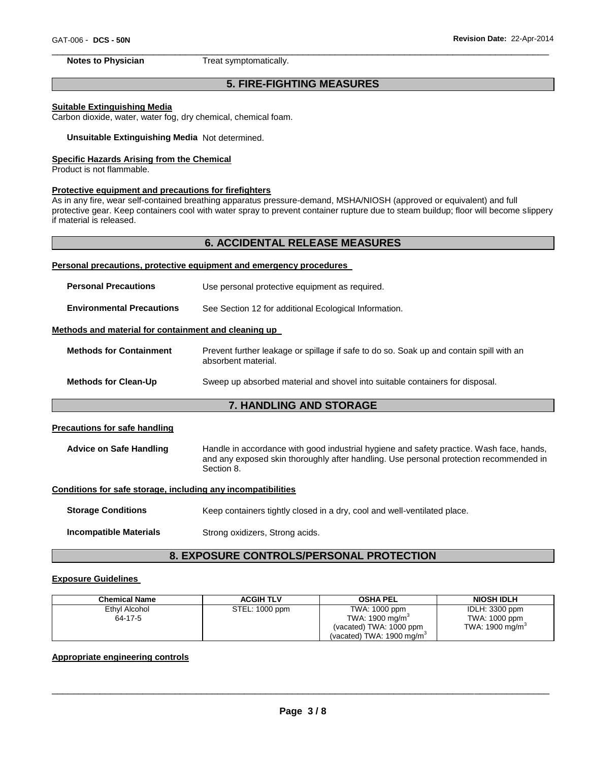**Notes to Physician** Treat symptomatically.

## 5. FIRE-FIGHTING MEASURES

**Suitable Extinguishing Media**

Carbon dioxide, water, water fog, dry chemical, chemical foam.

**Unsuitable Extinguishing Media** Not determined.

**Specific Hazards Arising from the Chemical**

Product is not flammable.

**Protective equipment and precautions for firefighters**

As in any fire, wear self-contained breathing apparatus pressure-demand, MSHA/NIOSH (approved or equivalent) and full protective gear. Keep containers cool with water spray to prevent container rupture due to steam buildup; floor will become slippery if material is released.

## 6. ACCIDENTAL RELEASE MEASURES

**Personal precautions, protective equipment and emergency procedures**

**Personal Precautions** Use personal protective equipment as required.

**Environmental Precautions** See Section 12 for additional Ecological Information.

**Methods and material for containment and cleaning up**

**Methods for Containment** Prevent further leakage or spillage if safe to do so. Soak up and contain spill with an absorbent material.

**Methods for Clean-Up** Sweep up absorbed material and shovel into suitable containers for disposal.

## 7. HANDLING AND STORAGE

**Precautions for safe handling**

**Advice on Safe Handling** Handle in accordance with good industrial hygiene and safety practice. Wash face, hands, and any exposed skin thoroughly after handling. Use personal protection recommended in Section 8.

**Conditions for safe storage, including any incompatibilities**

**Storage Conditions** Keep containers tightly closed in a dry, cool and well-ventilated place.

**Incompatible Materials** Strong oxidizers, Strong acids.

## 8. EXPOSURE CONTROLS/PERSONAL PROTECTION

**Exposure Guidelines**

| Chemical Name | ACGIH TLV | OSHA PEL | NIOSH IDLH |
|---|---|---|---|
| Ethyl Alcohol<br>64-17-5 | STEL: 1000 ppm | TWA: 1000 ppm<br>TWA: 1900 mg/m$^3$<br>(vacated) TWA: 1000 ppm<br>(vacated) TWA: 1900 mg/m$^3$ | IDLH: 3300 ppm<br>TWA: 1000 ppm<br>TWA: 1900 mg/m$^3$ |

**Appropriate engineering controls**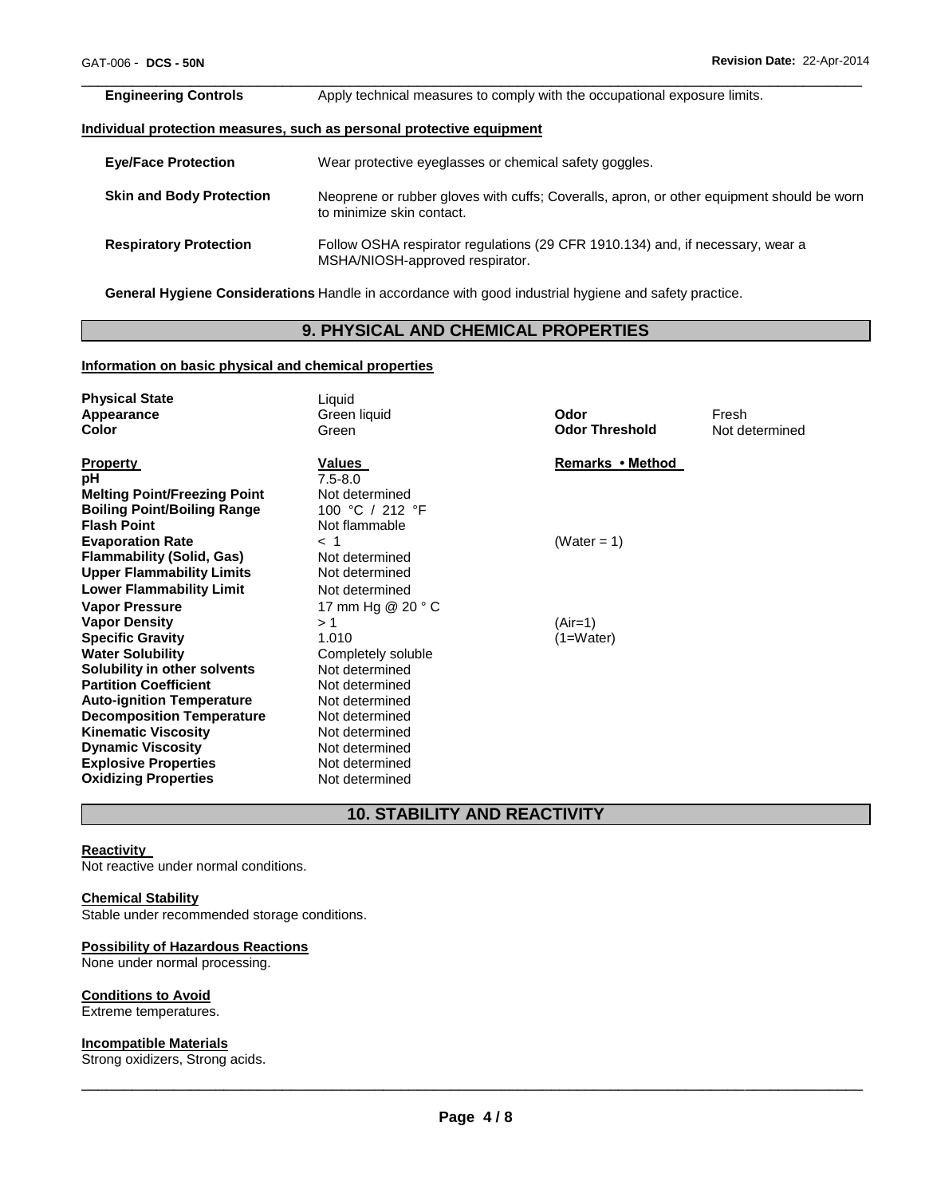| | |
|---|---|
| **Engineering Controls** | Apply technical measures to comply with the occupational exposure limits. |

**Individual protection measures, such as personal protective equipment**

| | |
|---|---|
| **Eye/Face Protection** | Wear protective eyeglasses or chemical safety goggles. |
| **Skin and Body Protection** | Neoprene or rubber gloves with cuffs; Coveralls, apron, or other equipment should be worn to minimize skin contact. |
| **Respiratory Protection** | Follow OSHA respirator regulations (29 CFR 1910.134) and, if necessary, wear a MSHA/NIOSH-approved respirator. |

**General Hygiene Considerations** Handle in accordance with good industrial hygiene and safety practice.

## 9. PHYSICAL AND CHEMICAL PROPERTIES

**Information on basic physical and chemical properties**

| | | | |
|---|---|---|---|
| **Physical State** | Liquid | | |
| **Appearance** | Green liquid | **Odor** | Fresh |
| **Color** | Green | **Odor Threshold** | Not determined |

| **Property** | **Values** | **Remarks • Method** |
|---|---|---|
| **pH** | 7.5-8.0 | |
| **Melting Point/Freezing Point** | Not determined | |
| **Boiling Point/Boiling Range** | 100 °C / 212 °F | |
| **Flash Point** | Not flammable | |
| **Evaporation Rate** | < 1 | (Water = 1) |
| **Flammability (Solid, Gas)** | Not determined | |
| **Upper Flammability Limits** | Not determined | |
| **Lower Flammability Limit** | Not determined | |
| **Vapor Pressure** | 17 mm Hg @ 20 ° C | |
| **Vapor Density** | > 1 | (Air=1) |
| **Specific Gravity** | 1.010 | (1=Water) |
| **Water Solubility** | Completely soluble | |
| **Solubility in other solvents** | Not determined | |
| **Partition Coefficient** | Not determined | |
| **Auto-ignition Temperature** | Not determined | |
| **Decomposition Temperature** | Not determined | |
| **Kinematic Viscosity** | Not determined | |
| **Dynamic Viscosity** | Not determined | |
| **Explosive Properties** | Not determined | |
| **Oxidizing Properties** | Not determined | |

## 10. STABILITY AND REACTIVITY

**Reactivity**

Not reactive under normal conditions.

**Chemical Stability**

Stable under recommended storage conditions.

**Possibility of Hazardous Reactions**

None under normal processing.

**Conditions to Avoid**

Extreme temperatures.

**Incompatible Materials**

Strong oxidizers, Strong acids.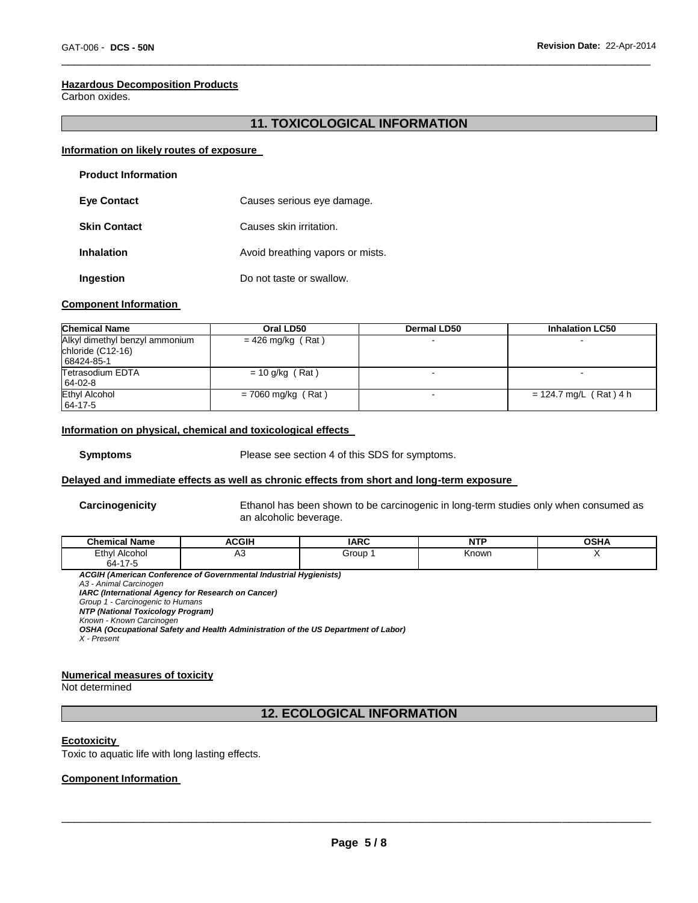#### Hazardous Decomposition Products

Carbon oxides.

## 11. TOXICOLOGICAL INFORMATION

### Information on likely routes of exposure

**Product Information**

**Eye Contact** Causes serious eye damage.

**Skin Contact** Causes skin irritation.

**Inhalation** Avoid breathing vapors or mists.

**Ingestion** Do not taste or swallow.

### Component Information

| Chemical Name | Oral LD50 | Dermal LD50 | Inhalation LC50 |
|---|---|---|---|
| Alkyl dimethyl benzyl ammonium chloride (C12-16) 68424-85-1 | = 426 mg/kg ( Rat ) | - | - |
| Tetrasodium EDTA 64-02-8 | = 10 g/kg ( Rat ) | - | - |
| Ethyl Alcohol 64-17-5 | = 7060 mg/kg ( Rat ) | - | = 124.7 mg/L ( Rat ) 4 h |

### Information on physical, chemical and toxicological effects

**Symptoms** Please see section 4 of this SDS for symptoms.

### Delayed and immediate effects as well as chronic effects from short and long-term exposure

**Carcinogenicity** Ethanol has been shown to be carcinogenic in long-term studies only when consumed as an alcoholic beverage.

| Chemical Name | ACGIH | IARC | NTP | OSHA |
|---|---|---|---|---|
| Ethyl Alcohol 64-17-5 | A3 | Group 1 | Known | X |

***ACGIH (American Conference of Governmental Industrial Hygienists)***
*A3 - Animal Carcinogen*
***IARC (International Agency for Research on Cancer)***
*Group 1 - Carcinogenic to Humans*
***NTP (National Toxicology Program)***
*Known - Known Carcinogen*
***OSHA (Occupational Safety and Health Administration of the US Department of Labor)***
*X - Present*

### Numerical measures of toxicity

Not determined

## 12. ECOLOGICAL INFORMATION

### Ecotoxicity

Toxic to aquatic life with long lasting effects.

### Component Information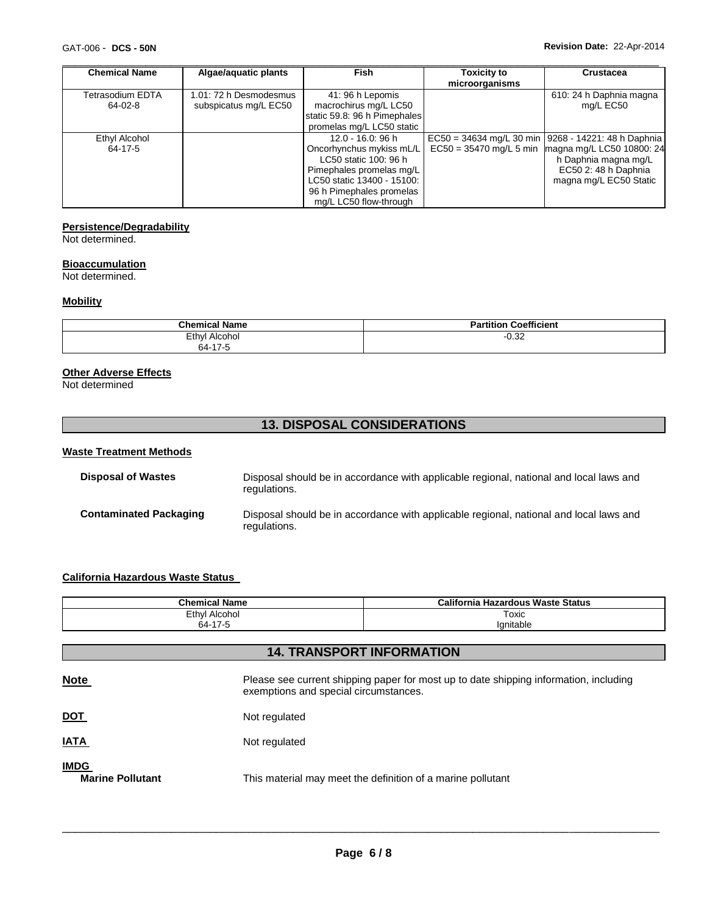| Chemical Name | Algae/aquatic plants | Fish | Toxicity to microorganisms | Crustacea |
|---|---|---|---|---|
| Tetrasodium EDTA 64-02-8 | 1.01: 72 h Desmodesmus subspicatus mg/L EC50 | 41: 96 h Lepomis macrochirus mg/L LC50 static 59.8: 96 h Pimephales promelas mg/L LC50 static | | 610: 24 h Daphnia magna mg/L EC50 |
| Ethyl Alcohol 64-17-5 | | 12.0 - 16.0: 96 h Oncorhynchus mykiss mL/L LC50 static 100: 96 h Pimephales promelas mg/L LC50 static 13400 - 15100: 96 h Pimephales promelas mg/L LC50 flow-through | EC50 = 34634 mg/L 30 min EC50 = 35470 mg/L 5 min | 9268 - 14221: 48 h Daphnia magna mg/L LC50 10800: 24 h Daphnia magna mg/L EC50 2: 48 h Daphnia magna mg/L EC50 Static |

**Persistence/Degradability**

Not determined.

**Bioaccumulation**

Not determined.

**Mobility**

| Chemical Name | Partition Coefficient |
|---|---|
| Ethyl Alcohol 64-17-5 | -0.32 |

**Other Adverse Effects**

Not determined

## 13. DISPOSAL CONSIDERATIONS

**Waste Treatment Methods**

**Disposal of Wastes** Disposal should be in accordance with applicable regional, national and local laws and regulations.

**Contaminated Packaging** Disposal should be in accordance with applicable regional, national and local laws and regulations.

**California Hazardous Waste Status**

| Chemical Name | California Hazardous Waste Status |
|---|---|
| Ethyl Alcohol 64-17-5 | Toxic Ignitable |

## 14. TRANSPORT INFORMATION

**Note** Please see current shipping paper for most up to date shipping information, including exemptions and special circumstances.

**DOT** Not regulated

**IATA** Not regulated

**IMDG**

**Marine Pollutant** This material may meet the definition of a marine pollutant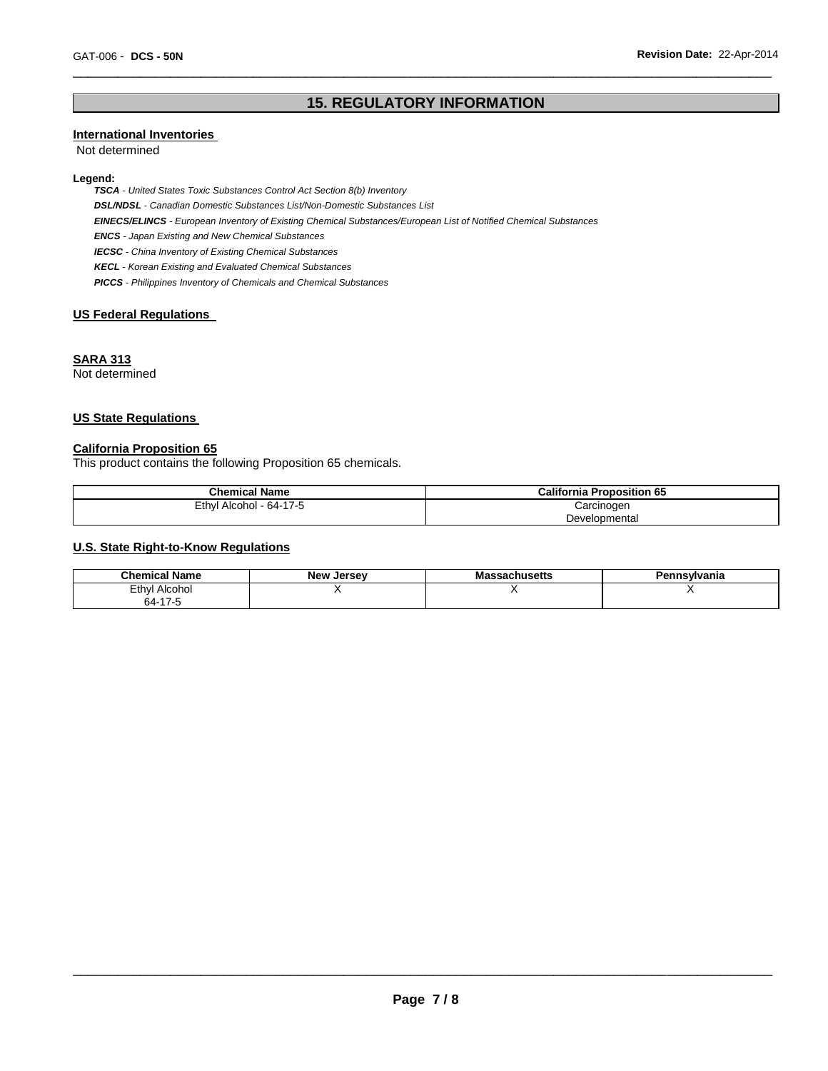## 15. REGULATORY INFORMATION

**International Inventories**

Not determined

**Legend:**

***TSCA*** *- United States Toxic Substances Control Act Section 8(b) Inventory*

***DSL/NDSL*** *- Canadian Domestic Substances List/Non-Domestic Substances List*

***EINECS/ELINCS*** *- European Inventory of Existing Chemical Substances/European List of Notified Chemical Substances*

***ENCS*** *- Japan Existing and New Chemical Substances*

***IECSC*** *- China Inventory of Existing Chemical Substances*

***KECL*** *- Korean Existing and Evaluated Chemical Substances*

***PICCS*** *- Philippines Inventory of Chemicals and Chemical Substances*

**US Federal Regulations**

**SARA 313**

Not determined

**US State Regulations**

**California Proposition 65**

This product contains the following Proposition 65 chemicals.

| Chemical Name | California Proposition 65 |
|---|---|
| Ethyl Alcohol - 64-17-5 | Carcinogen<br>Developmental |

**U.S. State Right-to-Know Regulations**

| Chemical Name | New Jersey | Massachusetts | Pennsylvania |
|---|---|---|---|
| Ethyl Alcohol<br>64-17-5 | X | X | X |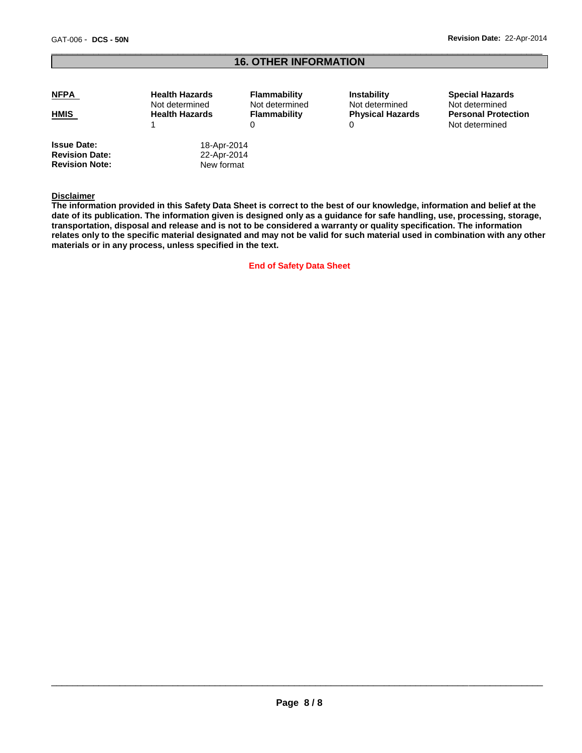## 16. OTHER INFORMATION

| | | | | |
|---|---|---|---|---|
| **NFPA** | **Health Hazards** | **Flammability** | **Instability** | **Special Hazards** |
| | Not determined | Not determined | Not determined | Not determined |
| **HMIS** | **Health Hazards** | **Flammability** | **Physical Hazards** | **Personal Protection** |
| | 1 | 0 | 0 | Not determined |

**Issue Date:** 18-Apr-2014
**Revision Date:** 22-Apr-2014
**Revision Note:** New format

**Disclaimer**

**The information provided in this Safety Data Sheet is correct to the best of our knowledge, information and belief at the date of its publication. The information given is designed only as a guidance for safe handling, use, processing, storage, transportation, disposal and release and is not to be considered a warranty or quality specification. The information relates only to the specific material designated and may not be valid for such material used in combination with any other materials or in any process, unless specified in the text.**

**End of Safety Data Sheet**